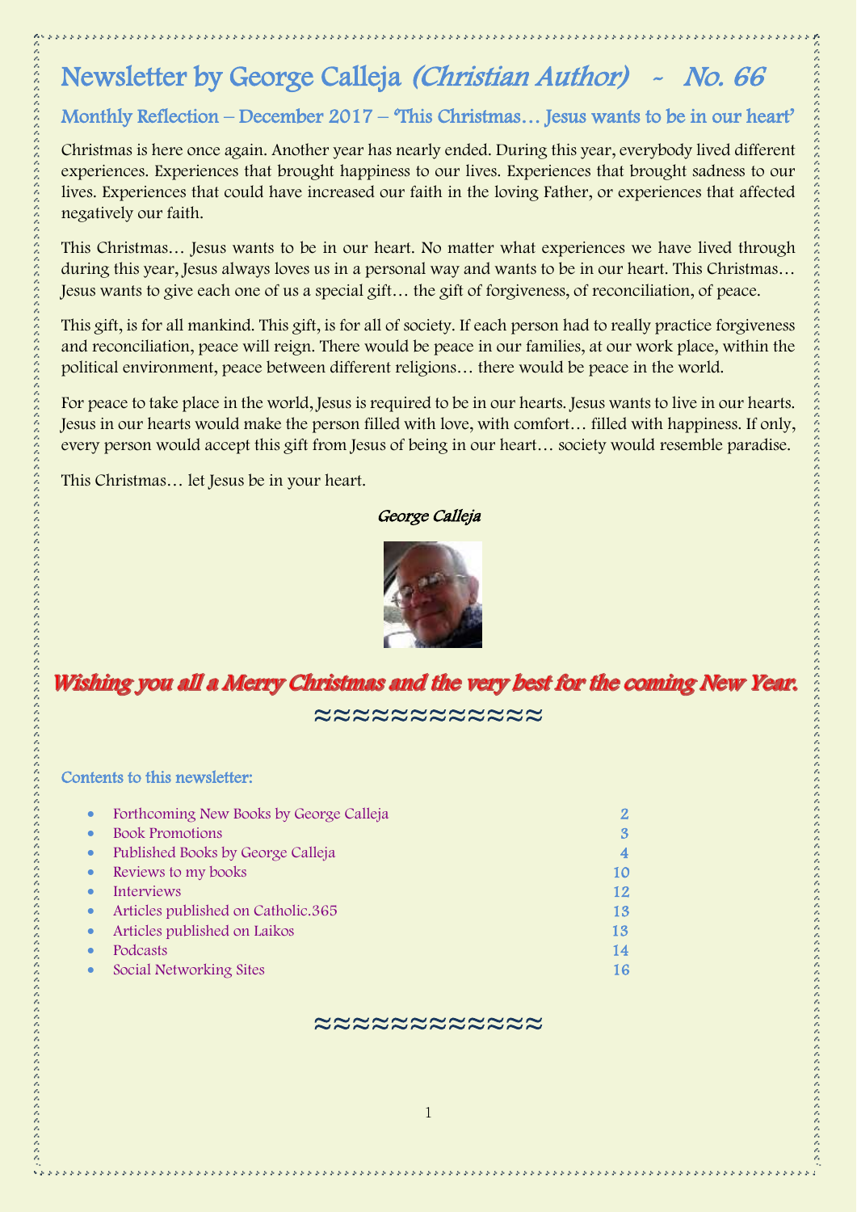# Newsletter by George Calleja *(Christian Author)* ~ *No. 66*

## Monthly Reflection – December 2017 – 'This Christmas… Jesus wants to be in our heart'

Christmas is here once again. Another year has nearly ended. During this year, everybody lived different experiences. Experiences that brought happiness to our lives. Experiences that brought sadness to our lives. Experiences that could have increased our faith in the loving Father, or experiences that affected negatively our faith.

This Christmas… Jesus wants to be in our heart. No matter what experiences we have lived through during this year, Jesus always loves us in a personal way and wants to be in our heart. This Christmas… Jesus wants to give each one of us a special gift… the gift of forgiveness, of reconciliation, of peace.

This gift, is for all mankind. This gift, is for all of society. If each person had to really practice forgiveness and reconciliation, peace will reign. There would be peace in our families, at our work place, within the political environment, peace between different religions… there would be peace in the world.

For peace to take place in the world, Jesus is required to be in our hearts. Jesus wants to live in our hearts. Jesus in our hearts would make the person filled with love, with comfort… filled with happiness. If only, every person would accept this gift from Jesus of being in our heart… society would resemble paradise.

This Christmas… let Jesus be in your heart.

*George Calleja*

***Wishing you all a Merry Christmas and the very best for the coming New Year.***

≈≈≈≈≈≈≈≈≈≈≈≈

### Contents to this newsletter:

- Forthcoming New Books by George Calleja — 2
- Book Promotions — 3
- Published Books by George Calleja — 4
- Reviews to my books — 10
- Interviews — 12
- Articles published on Catholic.365 — 13
- Articles published on Laikos — 13
- Podcasts — 14
- Social Networking Sites — 16

≈≈≈≈≈≈≈≈≈≈≈≈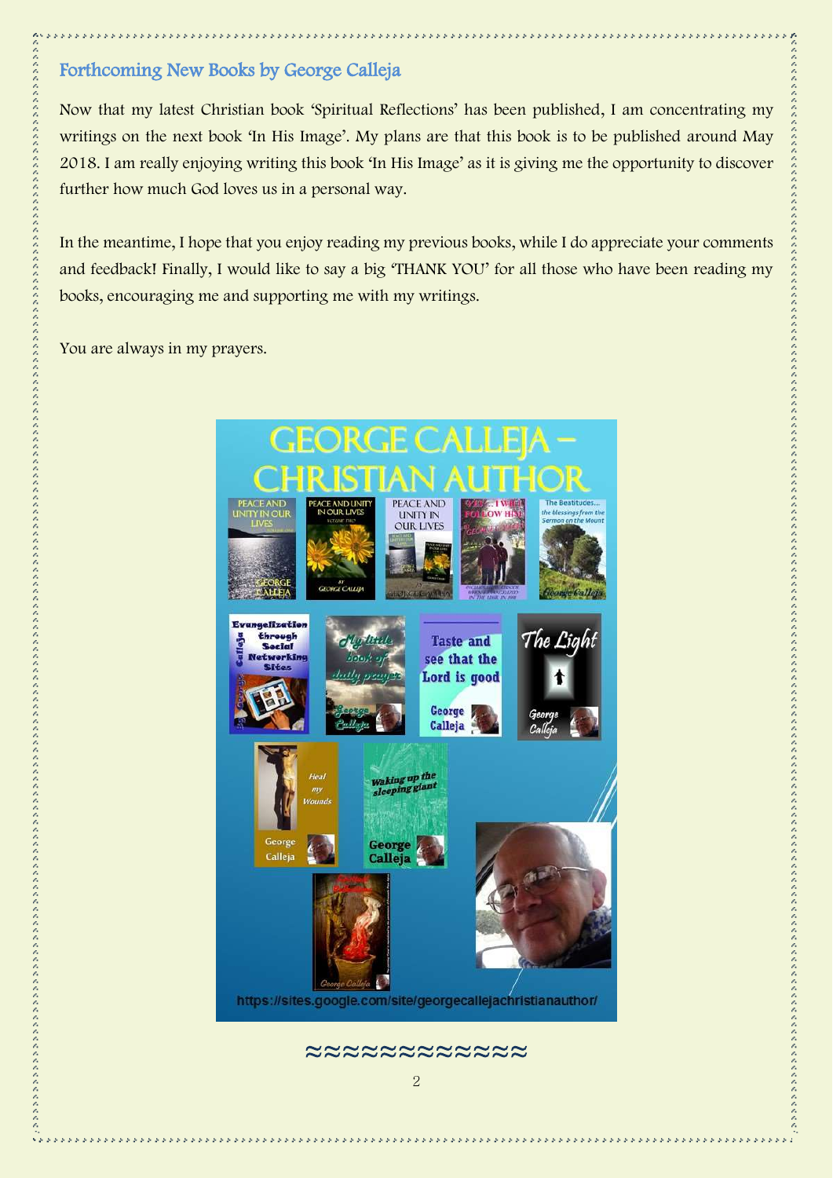## Forthcoming New Books by George Calleja

Now that my latest Christian book 'Spiritual Reflections' has been published, I am concentrating my writings on the next book 'In His Image'. My plans are that this book is to be published around May 2018. I am really enjoying writing this book 'In His Image' as it is giving me the opportunity to discover further how much God loves us in a personal way.

In the meantime, I hope that you enjoy reading my previous books, while I do appreciate your comments and feedback! Finally, I would like to say a big 'THANK YOU' for all those who have been reading my books, encouraging me and supporting me with my writings.

You are always in my prayers.

≈≈≈≈≈≈≈≈≈≈≈≈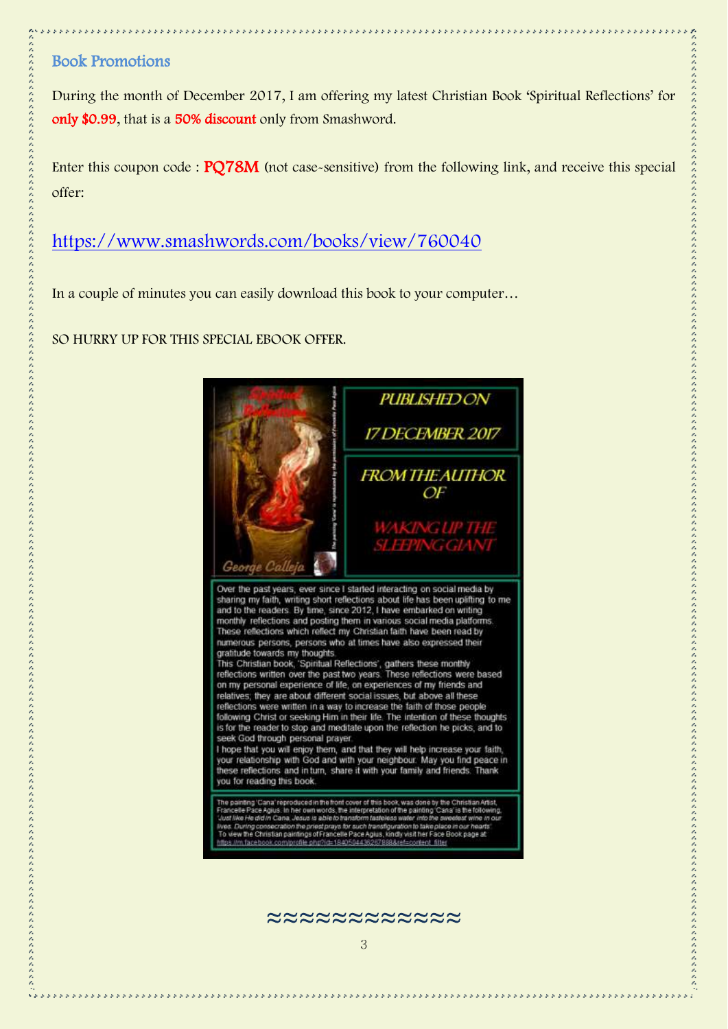## Book Promotions

During the month of December 2017, I am offering my latest Christian Book 'Spiritual Reflections' for **only $0.99**, that is a **50% discount** only from Smashword.

Enter this coupon code : **PQ78M** (not case-sensitive) from the following link, and receive this special offer:

[https://www.smashwords.com/books/view/760040](https://www.smashwords.com/books/view/760040)

In a couple of minutes you can easily download this book to your computer…

SO HURRY UP FOR THIS SPECIAL EBOOK OFFER.

Spiritual Reflections

George Calleja

PUBLISHED ON 17 DECEMBER 2017

FROM THE AUTHOR OF WAKING UP THE SLEEPING GIANT

Over the past years, ever since I started interacting on social media by sharing my faith, writing short reflections about life has been uplifting to me and to the readers. By time, since 2012, I have embarked on writing monthly reflections and posting them in various social media platforms. These reflections which reflect my Christian faith have been read by numerous persons, persons who at times have also expressed their gratitude towards my thoughts.
This Christian book, 'Spiritual Reflections', gathers these monthly reflections written over the past two years. These reflections were based on my personal experience of life, on experiences of my friends and relatives; they are about different social issues, but above all these reflections were written in a way to increase the faith of those people following Christ or seeking Him in their life. The intention of these thoughts is for the reader to stop and meditate upon the reflection he picks, and to seek God through personal prayer.
I hope that you will enjoy them, and that they will help increase your faith, your relationship with God and with your neighbour. May you find peace in these reflections and in turn, share it with your family and friends. Thank you for reading this book.

The painting 'Cana' reproduced in the front cover of this book, was done by the Christian Artist, Francelle Pace Agius. In her own words, the interpretation of the painting 'Cana' is the following, *'Just like He did in Cana, Jesus is able to transform tasteless water into the sweetest wine in our lives. During consecration the priest prays for such transfiguration to take place in our hearts'.* To view the Christian paintings of Francelle Pace Agius, kindly visit her Face Book page at https://m.facebook.com/profile.php?id=184050443626788&ref=content_filter

≈≈≈≈≈≈≈≈≈≈≈≈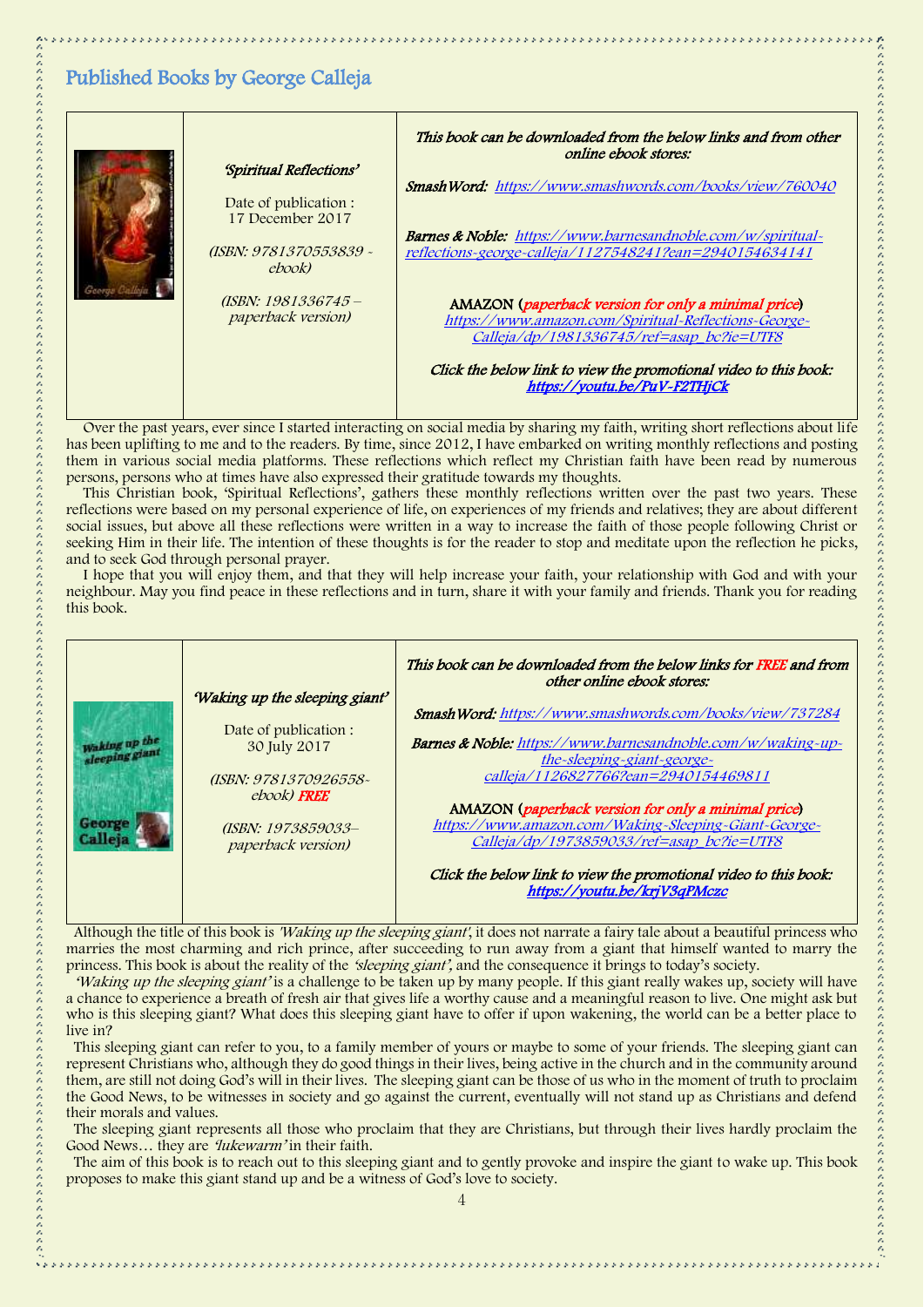# Published Books by George Calleja

| | | |
|---|---|---|
| | *'Spiritual Reflections'*<br><br>Date of publication : 17 December 2017<br><br>*(ISBN: 9781370553839 - ebook)*<br><br>*(ISBN: 1981336745 – paperback version)* | ***This book can be downloaded from the below links and from other online ebook stores:***<br><br>***SmashWord:*** *https://www.smashwords.com/books/view/760040*<br><br>***Barnes & Noble:*** *https://www.barnesandnoble.com/w/spiritual-reflections-george-calleja/1127548241?ean=2940154634141*<br><br>**AMAZON (*paperback version for only a minimal price*)** *https://www.amazon.com/Spiritual-Reflections-George-Calleja/dp/1981336745/ref=asap_bc?ie=UTF8*<br><br>***Click the below link to view the promotional video to this book:*** ***https://youtu.be/PuV-F2THjCk*** |

Over the past years, ever since I started interacting on social media by sharing my faith, writing short reflections about life has been uplifting to me and to the readers. By time, since 2012, I have embarked on writing monthly reflections and posting them in various social media platforms. These reflections which reflect my Christian faith have been read by numerous persons, persons who at times have also expressed their gratitude towards my thoughts.

This Christian book, 'Spiritual Reflections', gathers these monthly reflections written over the past two years. These reflections were based on my personal experience of life, on experiences of my friends and relatives; they are about different social issues, but above all these reflections were written in a way to increase the faith of those people following Christ or seeking Him in their life. The intention of these thoughts is for the reader to stop and meditate upon the reflection he picks, and to seek God through personal prayer.

I hope that you will enjoy them, and that they will help increase your faith, your relationship with God and with your neighbour. May you find peace in these reflections and in turn, share it with your family and friends. Thank you for reading this book.

| | | |
|---|---|---|
| | *'Waking up the sleeping giant'*<br><br>Date of publication : 30 July 2017<br><br>*(ISBN: 9781370926558- ebook) FREE*<br><br>*(ISBN: 1973859033– paperback version)* | ***This book can be downloaded from the below links for FREE and from other online ebook stores:***<br><br>***SmashWord:*** *https://www.smashwords.com/books/view/737284*<br><br>***Barnes & Noble:*** *https://www.barnesandnoble.com/w/waking-up-the-sleeping-giant-george-calleja/1126827766?ean=2940154469811*<br><br>**AMAZON (*paperback version for only a minimal price*)** *https://www.amazon.com/Waking-Sleeping-Giant-George-Calleja/dp/1973859033/ref=asap_bc?ie=UTF8*<br><br>***Click the below link to view the promotional video to this book:*** ***https://youtu.be/krjV3qPMczc*** |

Although the title of this book is *'Waking up the sleeping giant'*, it does not narrate a fairy tale about a beautiful princess who marries the most charming and rich prince, after succeeding to run away from a giant that himself wanted to marry the princess. This book is about the reality of the *'sleeping giant'*, and the consequence it brings to today's society.

*'Waking up the sleeping giant'* is a challenge to be taken up by many people. If this giant really wakes up, society will have a chance to experience a breath of fresh air that gives life a worthy cause and a meaningful reason to live. One might ask but who is this sleeping giant? What does this sleeping giant have to offer if upon wakening, the world can be a better place to live in?

This sleeping giant can refer to you, to a family member of yours or maybe to some of your friends. The sleeping giant can represent Christians who, although they do good things in their lives, being active in the church and in the community around them, are still not doing God's will in their lives. The sleeping giant can be those of us who in the moment of truth to proclaim the Good News, to be witnesses in society and go against the current, eventually will not stand up as Christians and defend their morals and values.

The sleeping giant represents all those who proclaim that they are Christians, but through their lives hardly proclaim the Good News… they are *'lukewarm'* in their faith.

The aim of this book is to reach out to this sleeping giant and to gently provoke and inspire the giant to wake up. This book proposes to make this giant stand up and be a witness of God's love to society.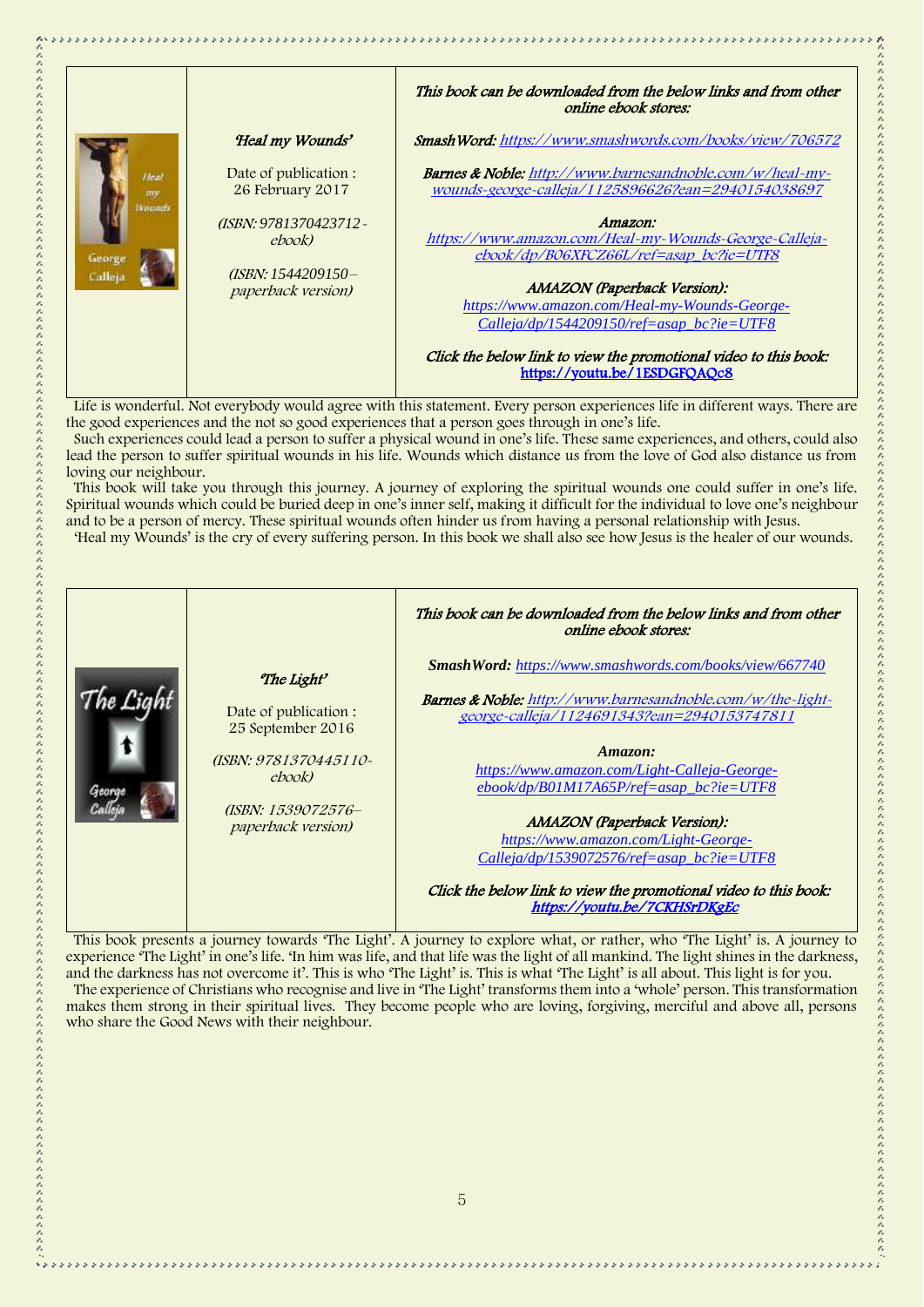| | *'Heal my Wounds'*<br><br>Date of publication : 26 February 2017<br><br>*(ISBN: 9781370423712 - ebook)*<br><br>*(ISBN: 1544209150 – paperback version)* | ***This book can be downloaded from the below links and from other online ebook stores:***<br><br>***SmashWord:*** *https://www.smashwords.com/books/view/706572*<br><br>***Barnes & Noble:*** *http://www.barnesandnoble.com/w/heal-my-wounds-george-calleja/1125896626?ean=2940154038697*<br><br>***Amazon:*** *https://www.amazon.com/Heal-my-Wounds-George-Calleja-ebook/dp/B06XFCZ66L/ref=asap_bc?ie=UTF8*<br><br>***AMAZON (Paperback Version):*** *https://www.amazon.com/Heal-my-Wounds-George-Calleja/dp/1544209150/ref=asap_bc?ie=UTF8*<br><br>***Click the below link to view the promotional video to this book:*** **https://youtu.be/1ESDGFQAQc8** |
|---|---|---|

Life is wonderful. Not everybody would agree with this statement. Every person experiences life in different ways. There are the good experiences and the not so good experiences that a person goes through in one's life.

Such experiences could lead a person to suffer a physical wound in one's life. These same experiences, and others, could also lead the person to suffer spiritual wounds in his life. Wounds which distance us from the love of God also distance us from loving our neighbour.

This book will take you through this journey. A journey of exploring the spiritual wounds one could suffer in one's life. Spiritual wounds which could be buried deep in one's inner self, making it difficult for the individual to love one's neighbour and to be a person of mercy. These spiritual wounds often hinder us from having a personal relationship with Jesus.

'Heal my Wounds' is the cry of every suffering person. In this book we shall also see how Jesus is the healer of our wounds.

| | *'The Light'*<br><br>Date of publication : 25 September 2016<br><br>*(ISBN: 9781370445110 - ebook)*<br><br>*(ISBN: 1539072576– paperback version)* | ***This book can be downloaded from the below links and from other online ebook stores:***<br><br>***SmashWord:*** *https://www.smashwords.com/books/view/667740*<br><br>***Barnes & Noble:*** *http://www.barnesandnoble.com/w/the-light-george-calleja/1124691343?ean=2940153747811*<br><br>***Amazon:*** *https://www.amazon.com/Light-Calleja-George-ebook/dp/B01M17A65P/ref=asap_bc?ie=UTF8*<br><br>***AMAZON (Paperback Version):*** *https://www.amazon.com/Light-George-Calleja/dp/1539072576/ref=asap_bc?ie=UTF8*<br><br>***Click the below link to view the promotional video to this book:*** ***https://youtu.be/7CKHSrDKgEc*** |
|---|---|---|

This book presents a journey towards 'The Light'. A journey to explore what, or rather, who 'The Light' is. A journey to experience 'The Light' in one's life. 'In him was life, and that life was the light of all mankind. The light shines in the darkness, and the darkness has not overcome it'. This is who 'The Light' is. This is what 'The Light' is all about. This light is for you.

The experience of Christians who recognise and live in 'The Light' transforms them into a 'whole' person. This transformation makes them strong in their spiritual lives. They become people who are loving, forgiving, merciful and above all, persons who share the Good News with their neighbour.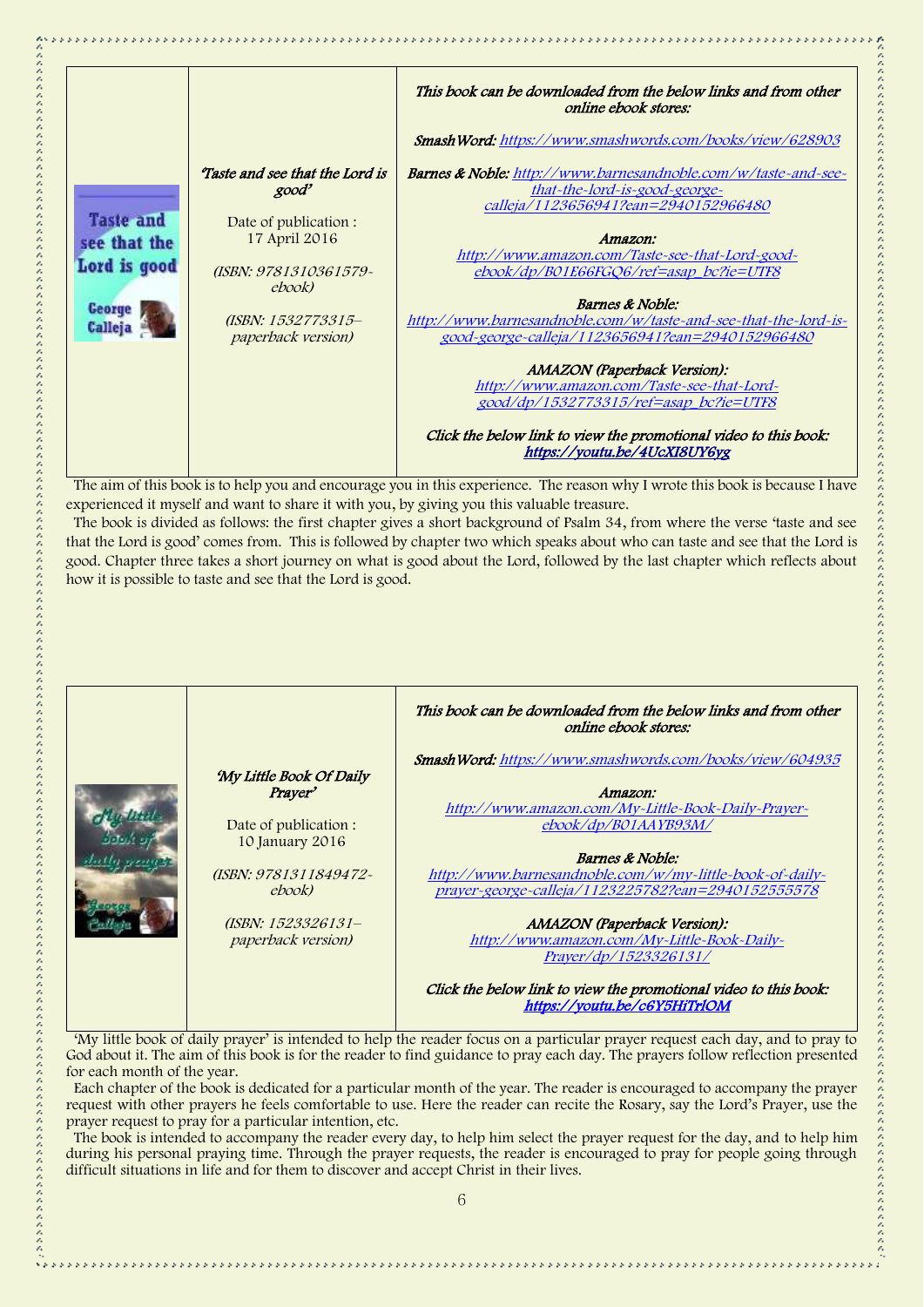|  | *'Taste and see that the Lord is good'*<br><br>Date of publication : 17 April 2016<br><br>*(ISBN: 9781310361579-ebook)*<br><br>*(ISBN: 1532773315– paperback version)* | *This book can be downloaded from the below links and from other online ebook stores:*<br><br>*SmashWord:* https://www.smashwords.com/books/view/628903<br><br>*Barnes & Noble:* http://www.barnesandnoble.com/w/taste-and-see-that-the-lord-is-good-george-calleja/1123656941?ean=2940152966480<br><br>*Amazon:* http://www.amazon.com/Taste-see-that-Lord-good-ebook/dp/B01E66FGQ6/ref=asap_bc?ie=UTF8<br><br>*Barnes & Noble:* http://www.barnesandnoble.com/w/taste-and-see-that-the-lord-is-good-george-calleja/1123656941?ean=2940152966480<br><br>*AMAZON (Paperback Version):* http://www.amazon.com/Taste-see-that-Lord-good/dp/1532773315/ref=asap_bc?ie=UTF8<br><br>*Click the below link to view the promotional video to this book:* **https://youtu.be/4UcXI8UY6yg** |
|---|---|---|

The aim of this book is to help you and encourage you in this experience. The reason why I wrote this book is because I have experienced it myself and want to share it with you, by giving you this valuable treasure.

The book is divided as follows: the first chapter gives a short background of Psalm 34, from where the verse 'taste and see that the Lord is good' comes from. This is followed by chapter two which speaks about who can taste and see that the Lord is good. Chapter three takes a short journey on what is good about the Lord, followed by the last chapter which reflects about how it is possible to taste and see that the Lord is good.

|  | *'My Little Book Of Daily Prayer'*<br><br>Date of publication : 10 January 2016<br><br>*(ISBN: 9781311849472-ebook)*<br><br>*(ISBN: 1523326131– paperback version)* | *This book can be downloaded from the below links and from other online ebook stores:*<br><br>*SmashWord:* https://www.smashwords.com/books/view/604935<br><br>*Amazon:* http://www.amazon.com/My-Little-Book-Daily-Prayer-ebook/dp/B01AAYB93M/<br><br>*Barnes & Noble:* http://www.barnesandnoble.com/w/my-little-book-of-daily-prayer-george-calleja/1123225782?ean=2940152555578<br><br>*AMAZON (Paperback Version):* http://www.amazon.com/My-Little-Book-Daily-Prayer/dp/1523326131/<br><br>*Click the below link to view the promotional video to this book:* **https://youtu.be/c6Y5HiTrlOM** |
|---|---|---|

'My little book of daily prayer' is intended to help the reader focus on a particular prayer request each day, and to pray to God about it. The aim of this book is for the reader to find guidance to pray each day. The prayers follow reflection presented for each month of the year.

Each chapter of the book is dedicated for a particular month of the year. The reader is encouraged to accompany the prayer request with other prayers he feels comfortable to use. Here the reader can recite the Rosary, say the Lord's Prayer, use the prayer request to pray for a particular intention, etc.

The book is intended to accompany the reader every day, to help him select the prayer request for the day, and to help him during his personal praying time. Through the prayer requests, the reader is encouraged to pray for people going through difficult situations in life and for them to discover and accept Christ in their lives.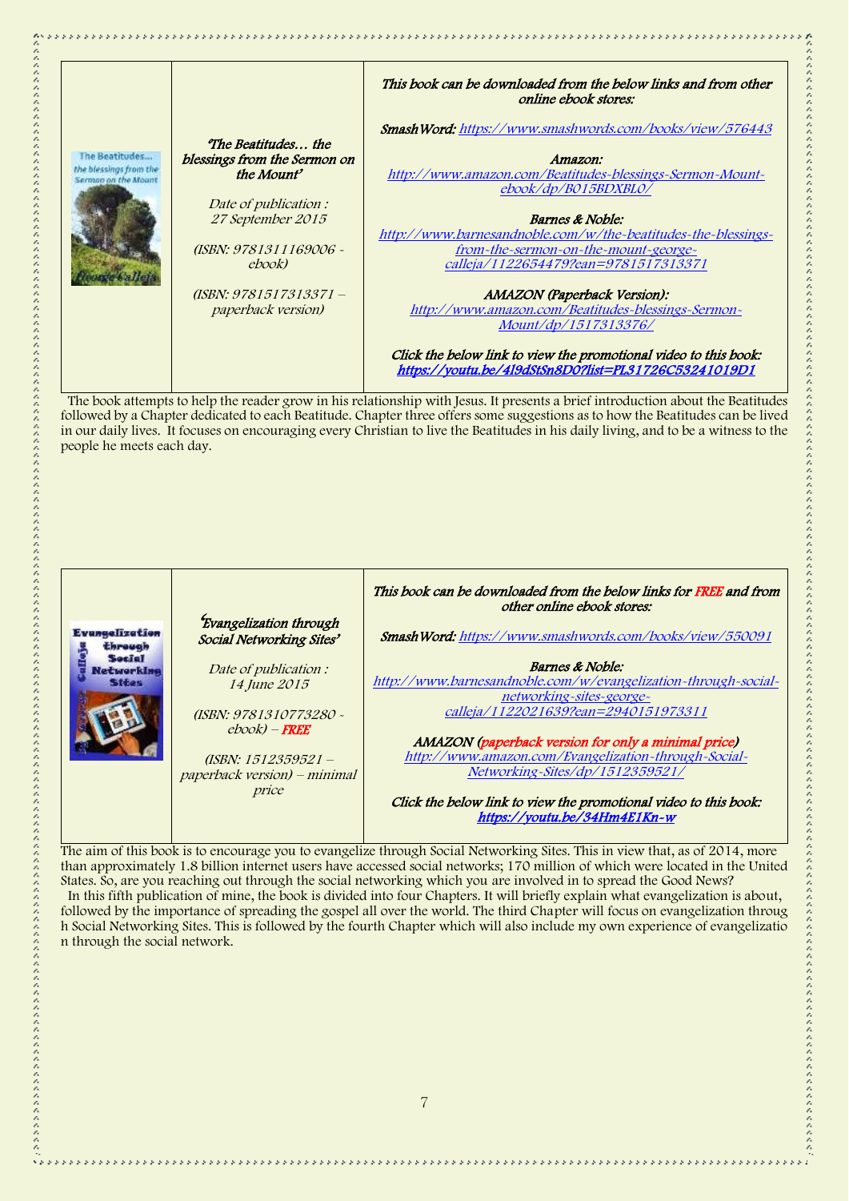| | *'The Beatitudes… the blessings from the Sermon on the Mount'*<br><br>*Date of publication : 27 September 2015*<br><br>*(ISBN: 9781311169006 - ebook)*<br><br>*(ISBN: 9781517313371 – paperback version)* | *This book can be downloaded from the below links and from other online ebook stores:*<br><br>*SmashWord:* https://www.smashwords.com/books/view/576443<br><br>*Amazon:* http://www.amazon.com/Beatitudes-blessings-Sermon-Mount-ebook/dp/B015BDXBL0/<br><br>*Barnes & Noble:* http://www.barnesandnoble.com/w/the-beatitudes-the-blessings-from-the-sermon-on-the-mount-george-calleja/1122654479?ean=9781517313371<br><br>*AMAZON (Paperback Version):* http://www.amazon.com/Beatitudes-blessings-Sermon-Mount/dp/1517313376/<br><br>*Click the below link to view the promotional video to this book:* https://youtu.be/4I9dStSn8D0?list=PL31726C53241019D1 |
|---|---|---|

The book attempts to help the reader grow in his relationship with Jesus. It presents a brief introduction about the Beatitudes followed by a Chapter dedicated to each Beatitude. Chapter three offers some suggestions as to how the Beatitudes can be lived in our daily lives. It focuses on encouraging every Christian to live the Beatitudes in his daily living, and to be a witness to the people he meets each day.

| | *'Evangelization through Social Networking Sites'*<br><br>*Date of publication : 14 June 2015*<br><br>*(ISBN: 9781310773280 - ebook) – FREE*<br><br>*(ISBN: 1512359521 – paperback version) – minimal price* | *This book can be downloaded from the below links for FREE and from other online ebook stores:*<br><br>*SmashWord:* https://www.smashwords.com/books/view/550091<br><br>*Barnes & Noble:* http://www.barnesandnoble.com/w/evangelization-through-social-networking-sites-george-calleja/1122021639?ean=2940151973311<br><br>*AMAZON (paperback version for only a minimal price)* http://www.amazon.com/Evangelization-through-Social-Networking-Sites/dp/1512359521/<br><br>*Click the below link to view the promotional video to this book:* https://youtu.be/34Hm4E1Kn-w |
|---|---|---|

The aim of this book is to encourage you to evangelize through Social Networking Sites. This in view that, as of 2014, more than approximately 1.8 billion internet users have accessed social networks; 170 million of which were located in the United States. So, are you reaching out through the social networking which you are involved in to spread the Good News?

In this fifth publication of mine, the book is divided into four Chapters. It will briefly explain what evangelization is about, followed by the importance of spreading the gospel all over the world. The third Chapter will focus on evangelization through Social Networking Sites. This is followed by the fourth Chapter which will also include my own experience of evangelization through the social network.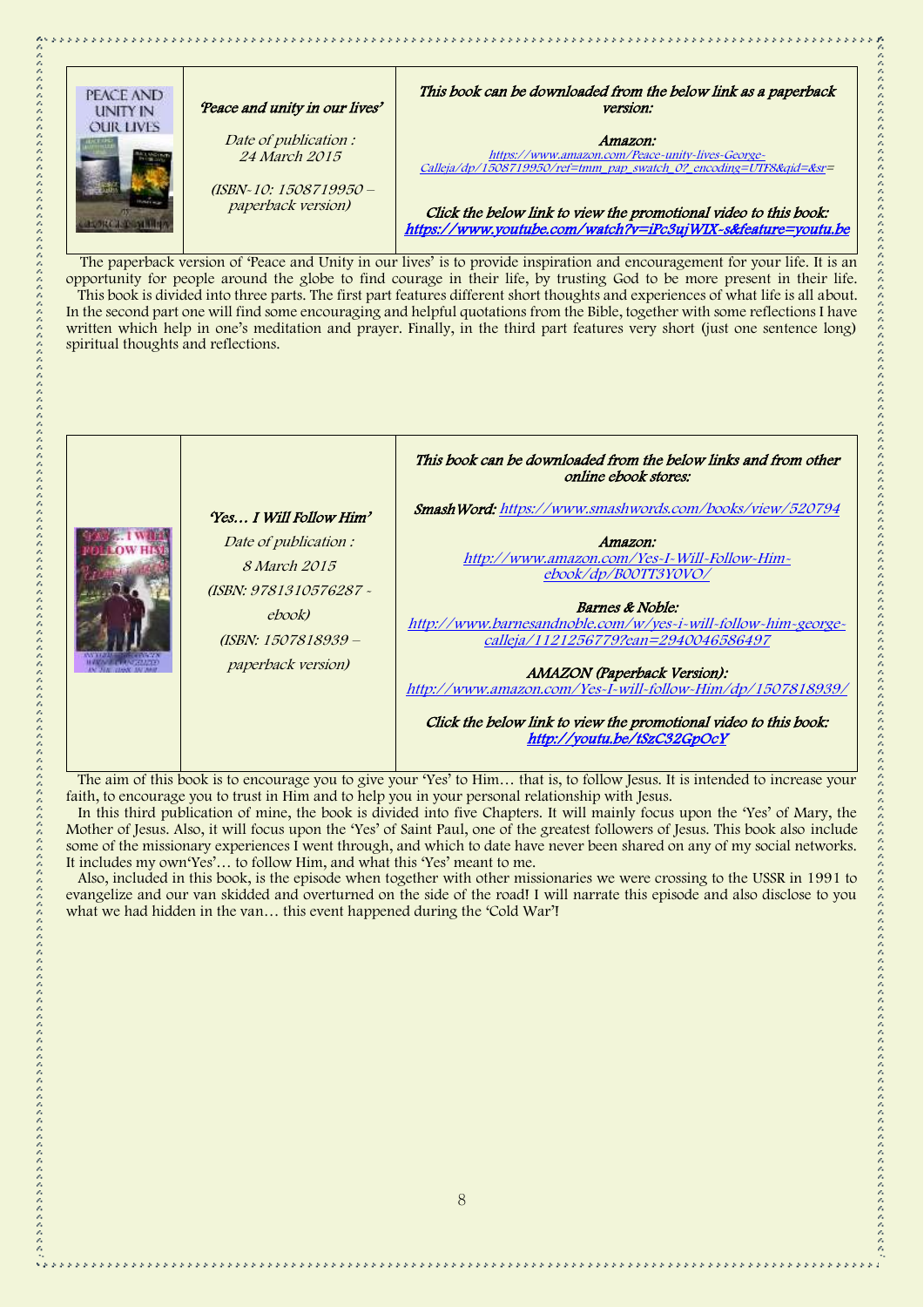| | *'Peace and unity in our lives'*<br><br>*Date of publication : 24 March 2015*<br><br>*(ISBN-10: 1508719950 – paperback version)* | ***This book can be downloaded from the below link as a paperback version:***<br><br>***Amazon:***<br>*https://www.amazon.com/Peace-unity-lives-George-Calleja/dp/1508719950/ref=tmm_pap_swatch_0?_encoding=UTF8&qid=&sr=*<br><br>***Click the below link to view the promotional video to this book:***<br>***https://www.youtube.com/watch?v=iPc3ujWIX-s&feature=youtu.be*** |
|---|---|---|

The paperback version of 'Peace and Unity in our lives' is to provide inspiration and encouragement for your life. It is an opportunity for people around the globe to find courage in their life, by trusting God to be more present in their life. This book is divided into three parts. The first part features different short thoughts and experiences of what life is all about. In the second part one will find some encouraging and helpful quotations from the Bible, together with some reflections I have written which help in one's meditation and prayer. Finally, in the third part features very short (just one sentence long) spiritual thoughts and reflections.

| | *'Yes… I Will Follow Him'*<br><br>*Date of publication : 8 March 2015*<br><br>*(ISBN: 9781310576287 - ebook)*<br><br>*(ISBN: 1507818939 – paperback version)* | ***This book can be downloaded from the below links and from other online ebook stores:***<br><br>***SmashWord:*** *https://www.smashwords.com/books/view/520794*<br><br>***Amazon:***<br>*http://www.amazon.com/Yes-I-Will-Follow-Him-ebook/dp/B00TT3Y0VO/*<br><br>***Barnes & Noble:***<br>*http://www.barnesandnoble.com/w/yes-i-will-follow-him-george-calleja/1121256779?ean=2940046586497*<br><br>***AMAZON (Paperback Version):***<br>*http://www.amazon.com/Yes-I-will-follow-Him/dp/1507818939/*<br><br>***Click the below link to view the promotional video to this book:***<br>***http://youtu.be/tSzC32GpOcY*** |
|---|---|---|

The aim of this book is to encourage you to give your 'Yes' to Him… that is, to follow Jesus. It is intended to increase your faith, to encourage you to trust in Him and to help you in your personal relationship with Jesus.

In this third publication of mine, the book is divided into five Chapters. It will mainly focus upon the 'Yes' of Mary, the Mother of Jesus. Also, it will focus upon the 'Yes' of Saint Paul, one of the greatest followers of Jesus. This book also include some of the missionary experiences I went through, and which to date have never been shared on any of my social networks. It includes my own'Yes'… to follow Him, and what this 'Yes' meant to me.

Also, included in this book, is the episode when together with other missionaries we were crossing to the USSR in 1991 to evangelize and our van skidded and overturned on the side of the road! I will narrate this episode and also disclose to you what we had hidden in the van… this event happened during the 'Cold War'!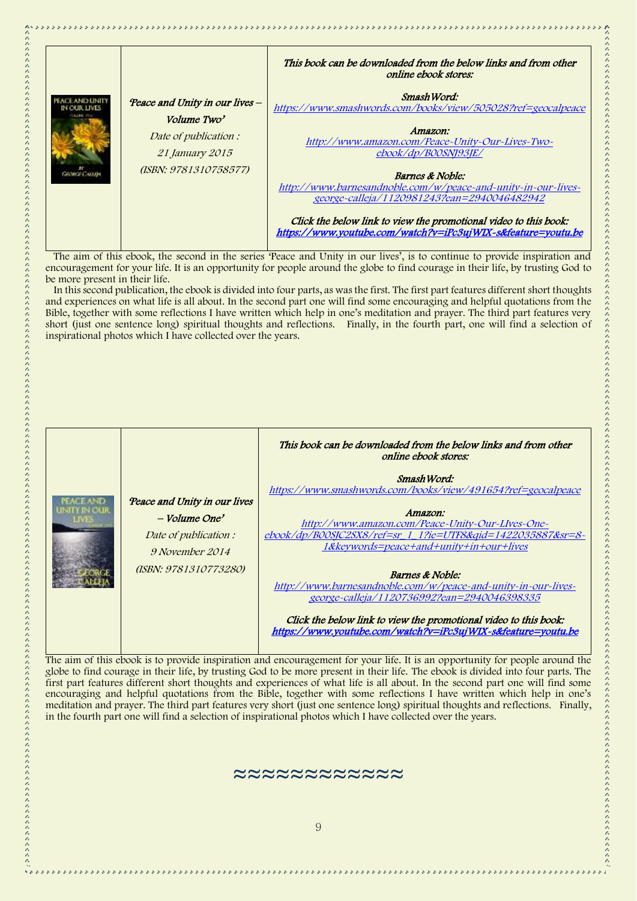| | *'Peace and Unity in our lives – Volume Two'*<br>*Date of publication : 21 January 2015*<br>*(ISBN: 9781310758577)* | *This book can be downloaded from the below links and from other online ebook stores:*<br><br>*SmashWord:*<br>*https://www.smashwords.com/books/view/505028?ref=geocalpeace*<br><br>*Amazon:*<br>*http://www.amazon.com/Peace-Unity-Our-Lives-Two-ebook/dp/B00SNJ93JE/*<br><br>*Barnes & Noble:*<br>*http://www.barnesandnoble.com/w/peace-and-unity-in-our-lives-george-calleja/1120981243?ean=2940046482942*<br><br>*Click the below link to view the promotional video to this book:*<br>***https://www.youtube.com/watch?v=iPc3ujWIX-s&feature=youtu.be*** |
|---|---|---|

The aim of this ebook, the second in the series 'Peace and Unity in our lives', is to continue to provide inspiration and encouragement for your life. It is an opportunity for people around the globe to find courage in their life, by trusting God to be more present in their life.

In this second publication, the ebook is divided into four parts, as was the first. The first part features different short thoughts and experiences on what life is all about. In the second part one will find some encouraging and helpful quotations from the Bible, together with some reflections I have written which help in one's meditation and prayer. The third part features very short (just one sentence long) spiritual thoughts and reflections. Finally, in the fourth part, one will find a selection of inspirational photos which I have collected over the years.

| | *'Peace and Unity in our lives – Volume One'*<br>*Date of publication : 9 November 2014*<br>*(ISBN: 9781310773280)* | *This book can be downloaded from the below links and from other online ebook stores:*<br><br>*SmashWord:*<br>*https://www.smashwords.com/books/view/491654?ref=geocalpeace*<br><br>*Amazon:*<br>*http://www.amazon.com/Peace-Unity-Our-LIves-One-ebook/dp/B00SJC2SX8/ref=sr_1_1?ie=UTF8&qid=1422035887&sr=8-1&keywords=peace+and+unity+in+our+lives*<br><br>*Barnes & Noble:*<br>*http://www.barnesandnoble.com/w/peace-and-unity-in-our-lives-george-calleja/1120736992?ean=2940046398335*<br><br>*Click the below link to view the promotional video to this book:*<br>***https://www.youtube.com/watch?v=iPc3ujWIX-s&feature=youtu.be*** |
|---|---|---|

The aim of this ebook is to provide inspiration and encouragement for your life. It is an opportunity for people around the globe to find courage in their life, by trusting God to be more present in their life. The ebook is divided into four parts. The first part features different short thoughts and experiences of what life is all about. In the second part one will find some encouraging and helpful quotations from the Bible, together with some reflections I have written which help in one's meditation and prayer. The third part features very short (just one sentence long) spiritual thoughts and reflections. Finally, in the fourth part one will find a selection of inspirational photos which I have collected over the years.

≈≈≈≈≈≈≈≈≈≈≈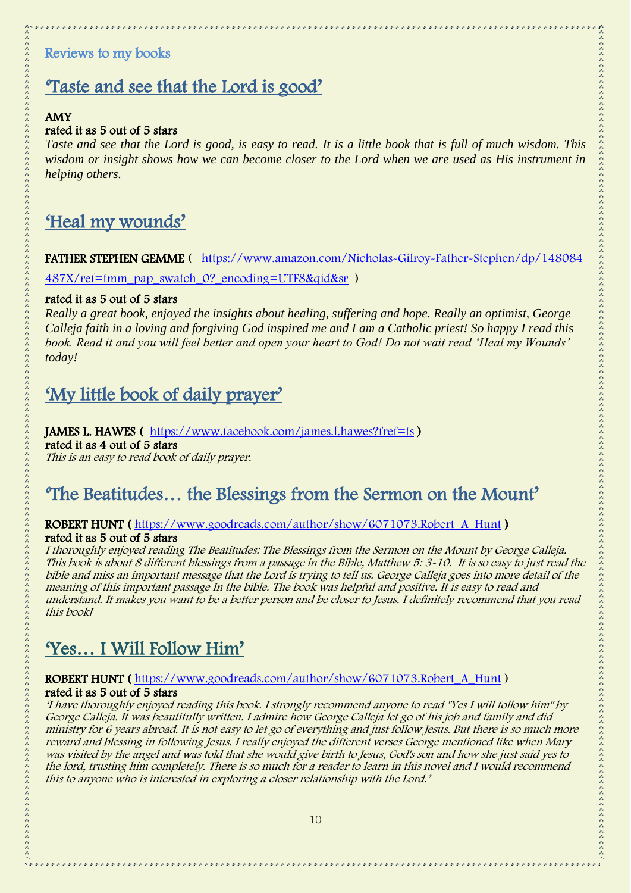Reviews to my books

## 'Taste and see that the Lord is good'

**AMY**
**rated it as 5 out of 5 stars**
*Taste and see that the Lord is good, is easy to read. It is a little book that is full of much wisdom. This wisdom or insight shows how we can become closer to the Lord when we are used as His instrument in helping others.*

## 'Heal my wounds'

**FATHER STEPHEN GEMME** ( https://www.amazon.com/Nicholas-Gilroy-Father-Stephen/dp/148084487X/ref=tmm_pap_swatch_0?_encoding=UTF8&qid&sr )

**rated it as 5 out of 5 stars**
*Really a great book, enjoyed the insights about healing, suffering and hope. Really an optimist, George Calleja faith in a loving and forgiving God inspired me and I am a Catholic priest! So happy I read this book. Read it and you will feel better and open your heart to God! Do not wait read 'Heal my Wounds' today!*

## 'My little book of daily prayer'

**JAMES L. HAWES** ( https://www.facebook.com/james.l.hawes?fref=ts )
**rated it as 4 out of 5 stars**
*This is an easy to read book of daily prayer.*

## 'The Beatitudes… the Blessings from the Sermon on the Mount'

**ROBERT HUNT** ( https://www.goodreads.com/author/show/6071073.Robert_A_Hunt )
**rated it as 5 out of 5 stars**
*I thoroughly enjoyed reading The Beatitudes: The Blessings from the Sermon on the Mount by George Calleja. This book is about 8 different blessings from a passage in the Bible, Matthew 5: 3-10. It is so easy to just read the bible and miss an important message that the Lord is trying to tell us. George Calleja goes into more detail of the meaning of this important passage In the bible. The book was helpful and positive. It is easy to read and understand. It makes you want to be a better person and be closer to Jesus. I definitely recommend that you read this book!*

## 'Yes… I Will Follow Him'

**ROBERT HUNT** ( https://www.goodreads.com/author/show/6071073.Robert_A_Hunt )
**rated it as 5 out of 5 stars**
*'I have thoroughly enjoyed reading this book. I strongly recommend anyone to read "Yes I will follow him" by George Calleja. It was beautifully written. I admire how George Calleja let go of his job and family and did ministry for 6 years abroad. It is not easy to let go of everything and just follow Jesus. But there is so much more reward and blessing in following Jesus. I really enjoyed the different verses George mentioned like when Mary was visited by the angel and was told that she would give birth to Jesus, God's son and how she just said yes to the lord, trusting him completely. There is so much for a reader to learn in this novel and I would recommend this to anyone who is interested in exploring a closer relationship with the Lord.'*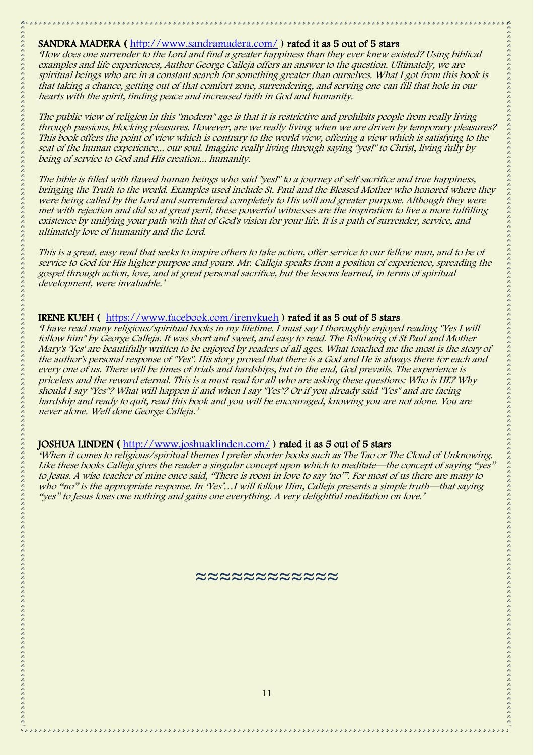**SANDRA MADERA (** http://www.sandramadera.com/ **) rated it as 5 out of 5 stars**

*'How does one surrender to the Lord and find a greater happiness than they ever knew existed? Using biblical examples and life experiences, Author George Calleja offers an answer to the question. Ultimately, we are spiritual beings who are in a constant search for something greater than ourselves. What I got from this book is that taking a chance, getting out of that comfort zone, surrendering, and serving one can fill that hole in our hearts with the spirit, finding peace and increased faith in God and humanity.*

*The public view of religion in this "modern" age is that it is restrictive and prohibits people from really living through passions, blocking pleasures. However, are we really living when we are driven by temporary pleasures? This book offers the point of view which is contrary to the world view, offering a view which is satisfying to the seat of the human experience... our soul. Imagine really living through saying "yes!" to Christ, living fully by being of service to God and His creation... humanity.*

*The bible is filled with flawed human beings who said "yes!" to a journey of self sacrifice and true happiness, bringing the Truth to the world. Examples used include St. Paul and the Blessed Mother who honored where they were being called by the Lord and surrendered completely to His will and greater purpose. Although they were met with rejection and did so at great peril, these powerful witnesses are the inspiration to live a more fulfilling existence by unifying your path with that of God's vision for your life. It is a path of surrender, service, and ultimately love of humanity and the Lord.*

*This is a great, easy read that seeks to inspire others to take action, offer service to our fellow man, and to be of service to God for His higher purpose and yours. Mr. Calleja speaks from a position of experience, spreading the gospel through action, love, and at great personal sacrifice, but the lessons learned, in terms of spiritual development, were invaluable.'*

**IRENE KUEH (** https://www.facebook.com/irenykueh **) rated it as 5 out of 5 stars**

*'I have read many religious/spiritual books in my lifetime. I must say I thoroughly enjoyed reading "Yes I will follow him" by George Calleja. It was short and sweet, and easy to read. The Following of St Paul and Mother Mary's 'Yes' are beautifully written to be enjoyed by readers of all ages. What touched me the most is the story of the author's personal response of "Yes". His story proved that there is a God and He is always there for each and every one of us. There will be times of trials and hardships, but in the end, God prevails. The experience is priceless and the reward eternal. This is a must read for all who are asking these questions: Who is HE? Why should I say "Yes"? What will happen if and when I say "Yes"? Or if you already said "Yes" and are facing hardship and ready to quit, read this book and you will be encouraged, knowing you are not alone. You are never alone. Well done George Calleja.'*

**JOSHUA LINDEN (** http://www.joshuaklinden.com/ **) rated it as 5 out of 5 stars**

*'When it comes to religious/spiritual themes I prefer shorter books such as The Tao or The Cloud of Unknowing. Like these books Calleja gives the reader a singular concept upon which to meditate—the concept of saying "yes" to Jesus. A wise teacher of mine once said, "There is room in love to say 'no'". For most of us there are many to who "no" is the appropriate response. In 'Yes'…I will follow Him, Calleja presents a simple truth—that saying "yes" to Jesus loses one nothing and gains one everything. A very delightful meditation on love.'*

≈≈≈≈≈≈≈≈≈≈≈≈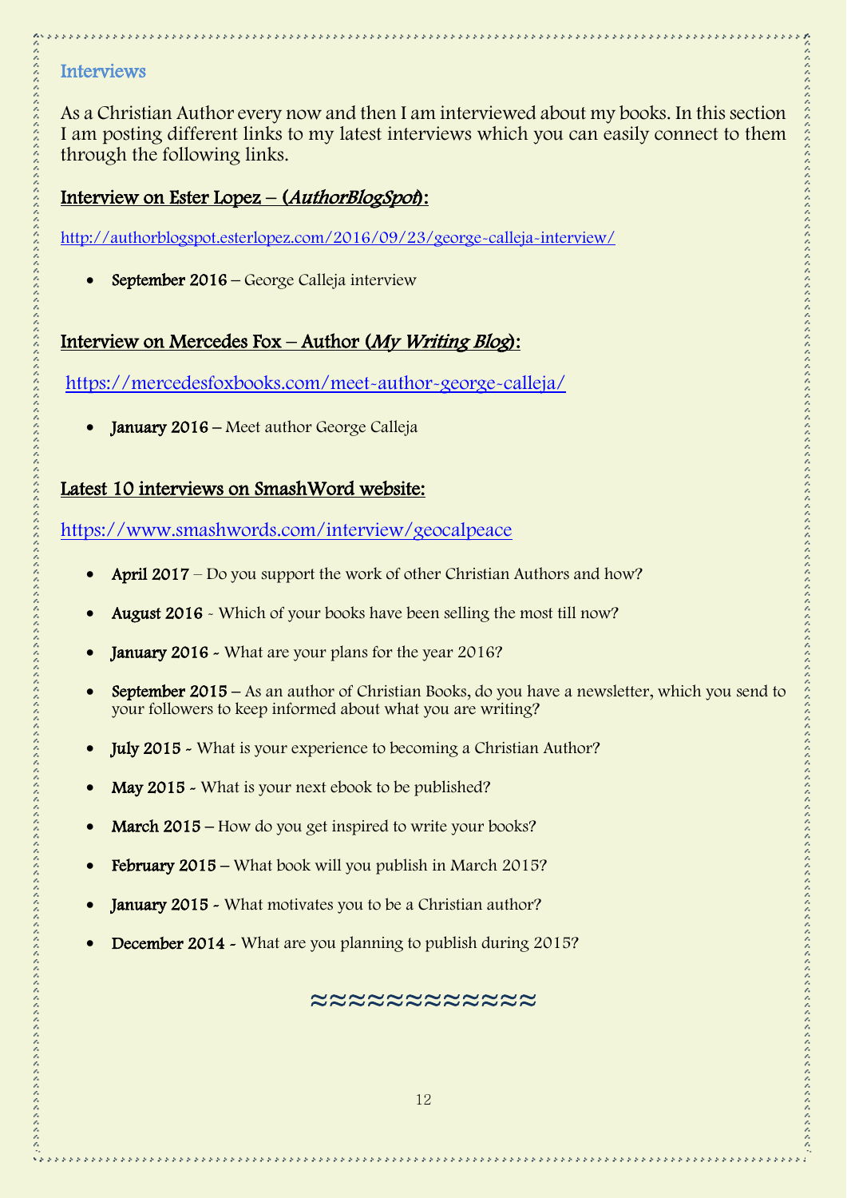## Interviews

As a Christian Author every now and then I am interviewed about my books. In this section I am posting different links to my latest interviews which you can easily connect to them through the following links.

### Interview on Ester Lopez – (*AuthorBlogSpot*):

http://authorblogspot.esterlopez.com/2016/09/23/george-calleja-interview/

- **September 2016** – George Calleja interview

### Interview on Mercedes Fox – Author (*My Writing Blog*):

https://mercedesfoxbooks.com/meet-author-george-calleja/

- **January 2016** – Meet author George Calleja

### Latest 10 interviews on SmashWord website:

https://www.smashwords.com/interview/geocalpeace

- **April 2017** – Do you support the work of other Christian Authors and how?
- **August 2016** - Which of your books have been selling the most till now?
- **January 2016** - What are your plans for the year 2016?
- **September 2015** – As an author of Christian Books, do you have a newsletter, which you send to your followers to keep informed about what you are writing?
- **July 2015** - What is your experience to becoming a Christian Author?
- **May 2015** - What is your next ebook to be published?
- **March 2015** – How do you get inspired to write your books?
- **February 2015** – What book will you publish in March 2015?
- **January 2015** - What motivates you to be a Christian author?
- **December 2014** - What are you planning to publish during 2015?

≈≈≈≈≈≈≈≈≈≈≈≈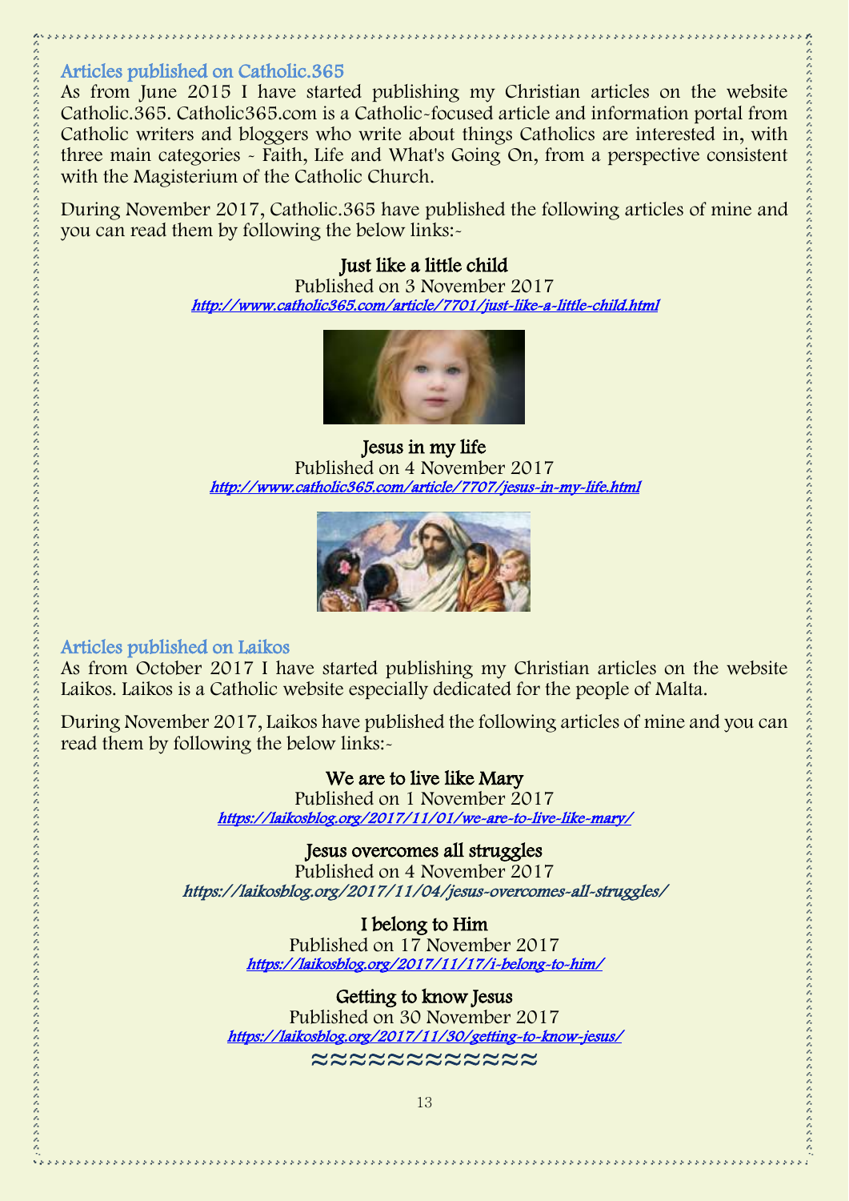## Articles published on Catholic.365

As from June 2015 I have started publishing my Christian articles on the website Catholic.365. Catholic365.com is a Catholic-focused article and information portal from Catholic writers and bloggers who write about things Catholics are interested in, with three main categories - Faith, Life and What's Going On, from a perspective consistent with the Magisterium of the Catholic Church.

During November 2017, Catholic.365 have published the following articles of mine and you can read them by following the below links:-

**Just like a little child**
Published on 3 November 2017
*http://www.catholic365.com/article/7701/just-like-a-little-child.html*

**Jesus in my life**
Published on 4 November 2017
*http://www.catholic365.com/article/7707/jesus-in-my-life.html*

## Articles published on Laikos

As from October 2017 I have started publishing my Christian articles on the website Laikos. Laikos is a Catholic website especially dedicated for the people of Malta.

During November 2017, Laikos have published the following articles of mine and you can read them by following the below links:-

**We are to live like Mary**
Published on 1 November 2017
*https://laikosblog.org/2017/11/01/we-are-to-live-like-mary/*

**Jesus overcomes all struggles**
Published on 4 November 2017
*https://laikosblog.org/2017/11/04/jesus-overcomes-all-struggles/*

**I belong to Him**
Published on 17 November 2017
*https://laikosblog.org/2017/11/17/i-belong-to-him/*

**Getting to know Jesus**
Published on 30 November 2017
*https://laikosblog.org/2017/11/30/getting-to-know-jesus/*

≈≈≈≈≈≈≈≈≈≈≈≈≈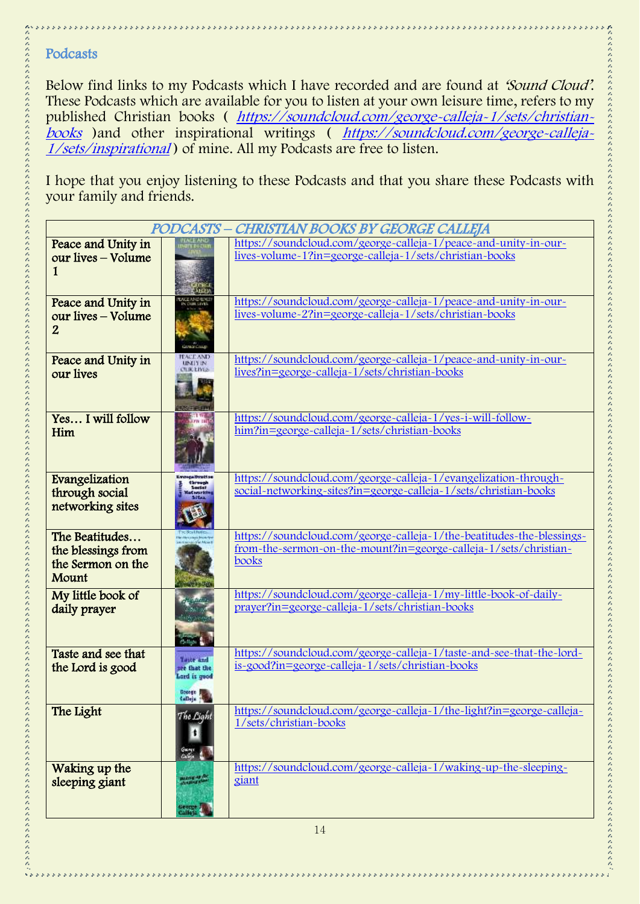## Podcasts

Below find links to my Podcasts which I have recorded and are found at *'Sound Cloud'*. These Podcasts which are available for you to listen at your own leisure time, refers to my published Christian books ( *https://soundcloud.com/george-calleja-1/sets/christian-books* )and other inspirational writings ( *https://soundcloud.com/george-calleja-1/sets/inspirational* ) of mine. All my Podcasts are free to listen.

I hope that you enjoy listening to these Podcasts and that you share these Podcasts with your family and friends.

| *PODCASTS – CHRISTIAN BOOKS BY GEORGE CALLEJA* | | |
|---|---|---|
| Peace and Unity in our lives – Volume 1 | | https://soundcloud.com/george-calleja-1/peace-and-unity-in-our-lives-volume-1?in=george-calleja-1/sets/christian-books |
| Peace and Unity in our lives – Volume 2 | | https://soundcloud.com/george-calleja-1/peace-and-unity-in-our-lives-volume-2?in=george-calleja-1/sets/christian-books |
| Peace and Unity in our lives | | https://soundcloud.com/george-calleja-1/peace-and-unity-in-our-lives?in=george-calleja-1/sets/christian-books |
| Yes… I will follow Him | | https://soundcloud.com/george-calleja-1/yes-i-will-follow-him?in=george-calleja-1/sets/christian-books |
| Evangelization through social networking sites | | https://soundcloud.com/george-calleja-1/evangelization-through-social-networking-sites?in=george-calleja-1/sets/christian-books |
| The Beatitudes… the blessings from the Sermon on the Mount | | https://soundcloud.com/george-calleja-1/the-beatitudes-the-blessings-from-the-sermon-on-the-mount?in=george-calleja-1/sets/christian-books |
| My little book of daily prayer | | https://soundcloud.com/george-calleja-1/my-little-book-of-daily-prayer?in=george-calleja-1/sets/christian-books |
| Taste and see that the Lord is good | | https://soundcloud.com/george-calleja-1/taste-and-see-that-the-lord-is-good?in=george-calleja-1/sets/christian-books |
| The Light | | https://soundcloud.com/george-calleja-1/the-light?in=george-calleja-1/sets/christian-books |
| Waking up the sleeping giant | | https://soundcloud.com/george-calleja-1/waking-up-the-sleeping-giant |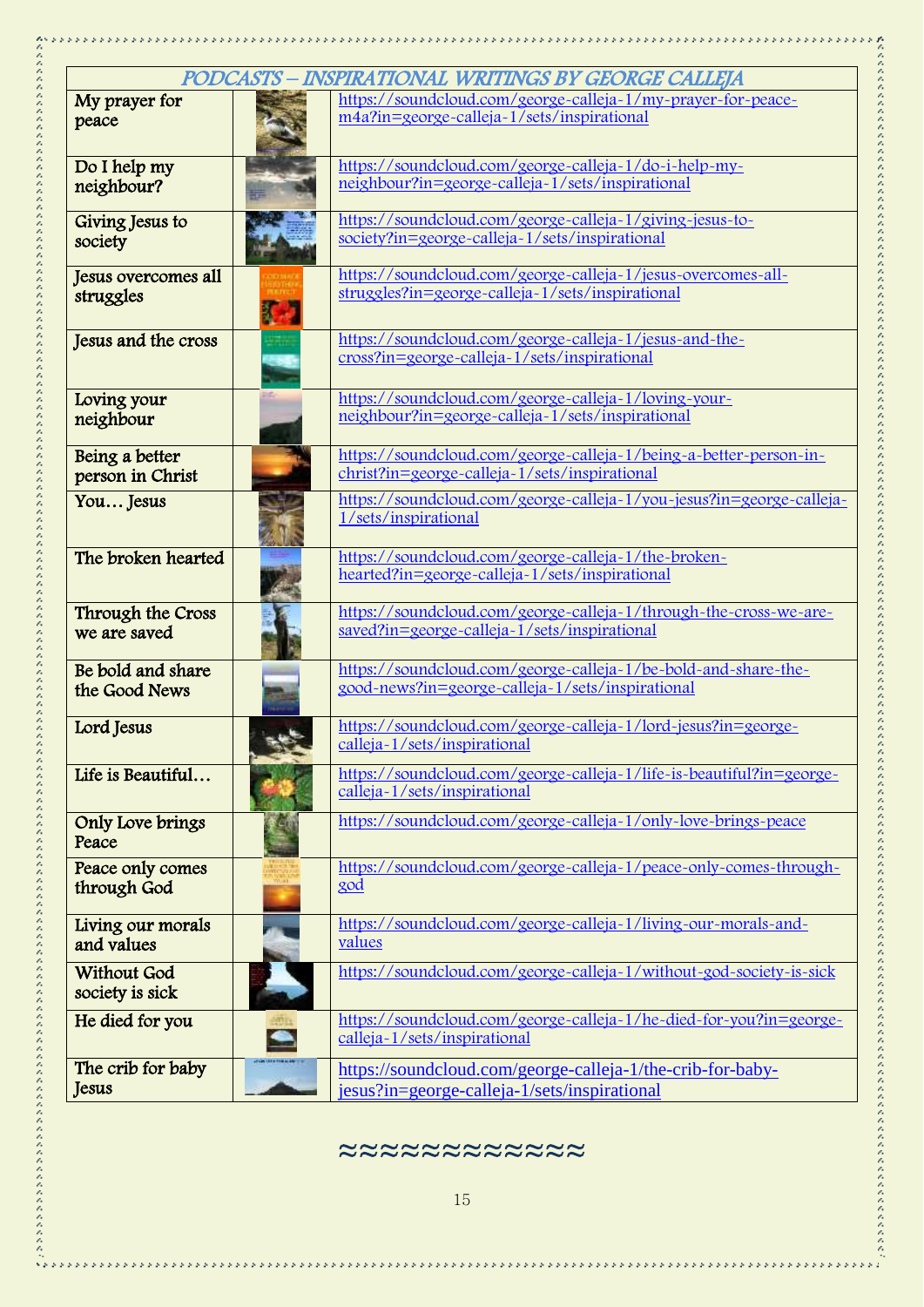| PODCASTS – INSPIRATIONAL WRITINGS BY GEORGE CALLEJA | | |
|---|---|---|
| My prayer for peace | | https://soundcloud.com/george-calleja-1/my-prayer-for-peace-m4a?in=george-calleja-1/sets/inspirational |
| Do I help my neighbour? | | https://soundcloud.com/george-calleja-1/do-i-help-my-neighbour?in=george-calleja-1/sets/inspirational |
| Giving Jesus to society | | https://soundcloud.com/george-calleja-1/giving-jesus-to-society?in=george-calleja-1/sets/inspirational |
| Jesus overcomes all struggles | | https://soundcloud.com/george-calleja-1/jesus-overcomes-all-struggles?in=george-calleja-1/sets/inspirational |
| Jesus and the cross | | https://soundcloud.com/george-calleja-1/jesus-and-the-cross?in=george-calleja-1/sets/inspirational |
| Loving your neighbour | | https://soundcloud.com/george-calleja-1/loving-your-neighbour?in=george-calleja-1/sets/inspirational |
| Being a better person in Christ | | https://soundcloud.com/george-calleja-1/being-a-better-person-in-christ?in=george-calleja-1/sets/inspirational |
| You… Jesus | | https://soundcloud.com/george-calleja-1/you-jesus?in=george-calleja-1/sets/inspirational |
| The broken hearted | | https://soundcloud.com/george-calleja-1/the-broken-hearted?in=george-calleja-1/sets/inspirational |
| Through the Cross we are saved | | https://soundcloud.com/george-calleja-1/through-the-cross-we-are-saved?in=george-calleja-1/sets/inspirational |
| Be bold and share the Good News | | https://soundcloud.com/george-calleja-1/be-bold-and-share-the-good-news?in=george-calleja-1/sets/inspirational |
| Lord Jesus | | https://soundcloud.com/george-calleja-1/lord-jesus?in=george-calleja-1/sets/inspirational |
| Life is Beautiful… | | https://soundcloud.com/george-calleja-1/life-is-beautiful?in=george-calleja-1/sets/inspirational |
| Only Love brings Peace | | https://soundcloud.com/george-calleja-1/only-love-brings-peace |
| Peace only comes through God | | https://soundcloud.com/george-calleja-1/peace-only-comes-through-god |
| Living our morals and values | | https://soundcloud.com/george-calleja-1/living-our-morals-and-values |
| Without God society is sick | | https://soundcloud.com/george-calleja-1/without-god-society-is-sick |
| He died for you | | https://soundcloud.com/george-calleja-1/he-died-for-you?in=george-calleja-1/sets/inspirational |
| The crib for baby Jesus | | https://soundcloud.com/george-calleja-1/the-crib-for-baby-jesus?in=george-calleja-1/sets/inspirational |

≈≈≈≈≈≈≈≈≈≈≈≈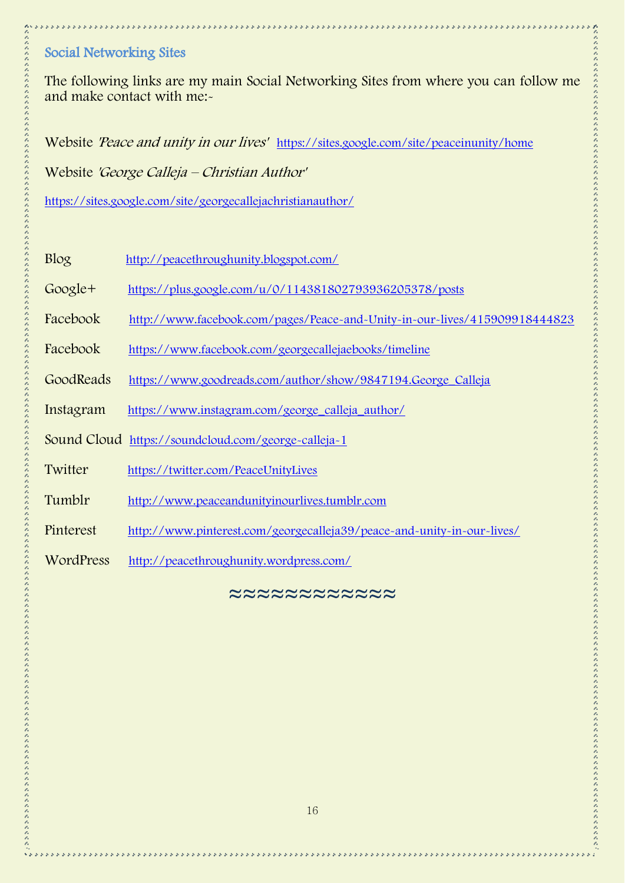## Social Networking Sites

The following links are my main Social Networking Sites from where you can follow me and make contact with me:-

Website *'Peace and unity in our lives'* https://sites.google.com/site/peaceinunity/home

Website *'George Calleja – Christian Author'*

https://sites.google.com/site/georgecallejachristianauthor/

Blog http://peacethroughunity.blogspot.com/

Google+ https://plus.google.com/u/0/114381802793936205378/posts

Facebook http://www.facebook.com/pages/Peace-and-Unity-in-our-lives/415909918444823

Facebook https://www.facebook.com/georgecallejaebooks/timeline

GoodReads https://www.goodreads.com/author/show/9847194.George_Calleja

Instagram https://www.instagram.com/george_calleja_author/

Sound Cloud https://soundcloud.com/george-calleja-1

Twitter https://twitter.com/PeaceUnityLives

Tumblr http://www.peaceandunityinourlives.tumblr.com

Pinterest http://www.pinterest.com/georgecalleja39/peace-and-unity-in-our-lives/

WordPress http://peacethroughunity.wordpress.com/

≈≈≈≈≈≈≈≈≈≈≈≈